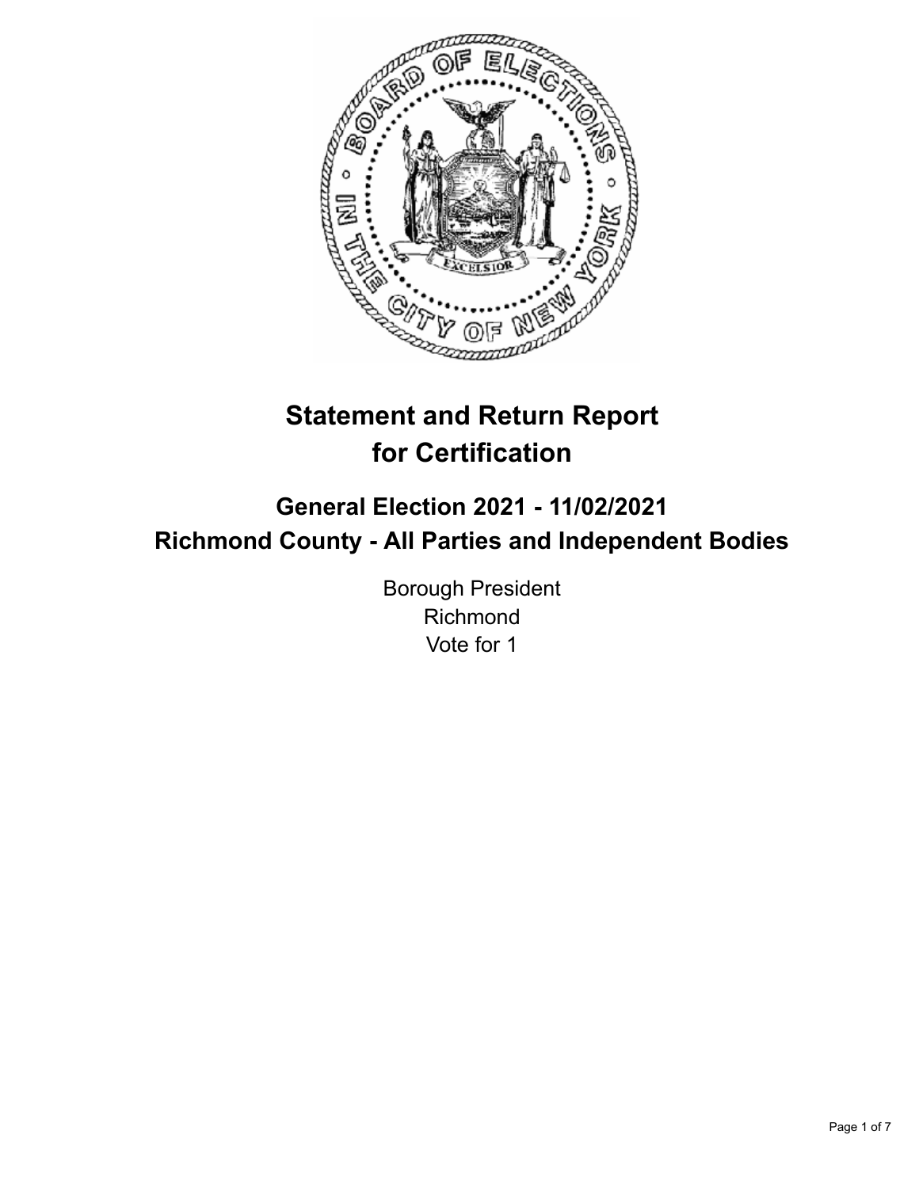# Statement and Return Report for Certification

## General Election 2021 - 11/02/2021
## Richmond County - All Parties and Independent Bodies

Borough President
Richmond
Vote for 1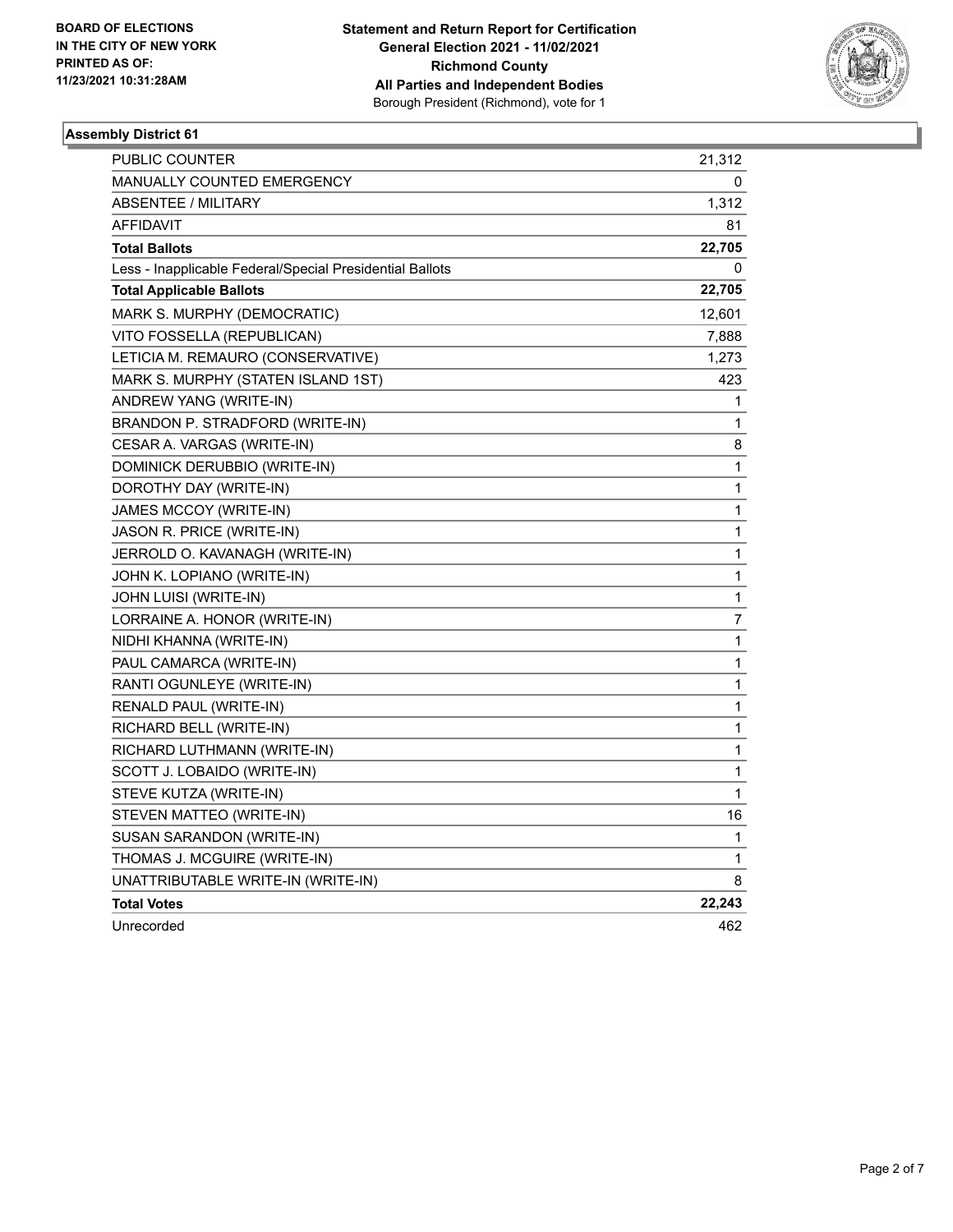BOARD OF ELECTIONS
IN THE CITY OF NEW YORK
PRINTED AS OF:
11/23/2021 10:31:28AM

**Statement and Return Report for Certification**
**General Election 2021 - 11/02/2021**
**Richmond County**
**All Parties and Independent Bodies**
Borough President (Richmond), vote for 1

### Assembly District 61

| | |
|---|---|
| PUBLIC COUNTER | 21,312 |
| MANUALLY COUNTED EMERGENCY | 0 |
| ABSENTEE / MILITARY | 1,312 |
| AFFIDAVIT | 81 |
| **Total Ballots** | **22,705** |
| Less - Inapplicable Federal/Special Presidential Ballots | 0 |
| **Total Applicable Ballots** | **22,705** |
| MARK S. MURPHY (DEMOCRATIC) | 12,601 |
| VITO FOSSELLA (REPUBLICAN) | 7,888 |
| LETICIA M. REMAURO (CONSERVATIVE) | 1,273 |
| MARK S. MURPHY (STATEN ISLAND 1ST) | 423 |
| ANDREW YANG (WRITE-IN) | 1 |
| BRANDON P. STRADFORD (WRITE-IN) | 1 |
| CESAR A. VARGAS (WRITE-IN) | 8 |
| DOMINICK DERUBBIO (WRITE-IN) | 1 |
| DOROTHY DAY (WRITE-IN) | 1 |
| JAMES MCCOY (WRITE-IN) | 1 |
| JASON R. PRICE (WRITE-IN) | 1 |
| JERROLD O. KAVANAGH (WRITE-IN) | 1 |
| JOHN K. LOPIANO (WRITE-IN) | 1 |
| JOHN LUISI (WRITE-IN) | 1 |
| LORRAINE A. HONOR (WRITE-IN) | 7 |
| NIDHI KHANNA (WRITE-IN) | 1 |
| PAUL CAMARCA (WRITE-IN) | 1 |
| RANTI OGUNLEYE (WRITE-IN) | 1 |
| RENALD PAUL (WRITE-IN) | 1 |
| RICHARD BELL (WRITE-IN) | 1 |
| RICHARD LUTHMANN (WRITE-IN) | 1 |
| SCOTT J. LOBAIDO (WRITE-IN) | 1 |
| STEVE KUTZA (WRITE-IN) | 1 |
| STEVEN MATTEO (WRITE-IN) | 16 |
| SUSAN SARANDON (WRITE-IN) | 1 |
| THOMAS J. MCGUIRE (WRITE-IN) | 1 |
| UNATTRIBUTABLE WRITE-IN (WRITE-IN) | 8 |
| **Total Votes** | **22,243** |
| Unrecorded | 462 |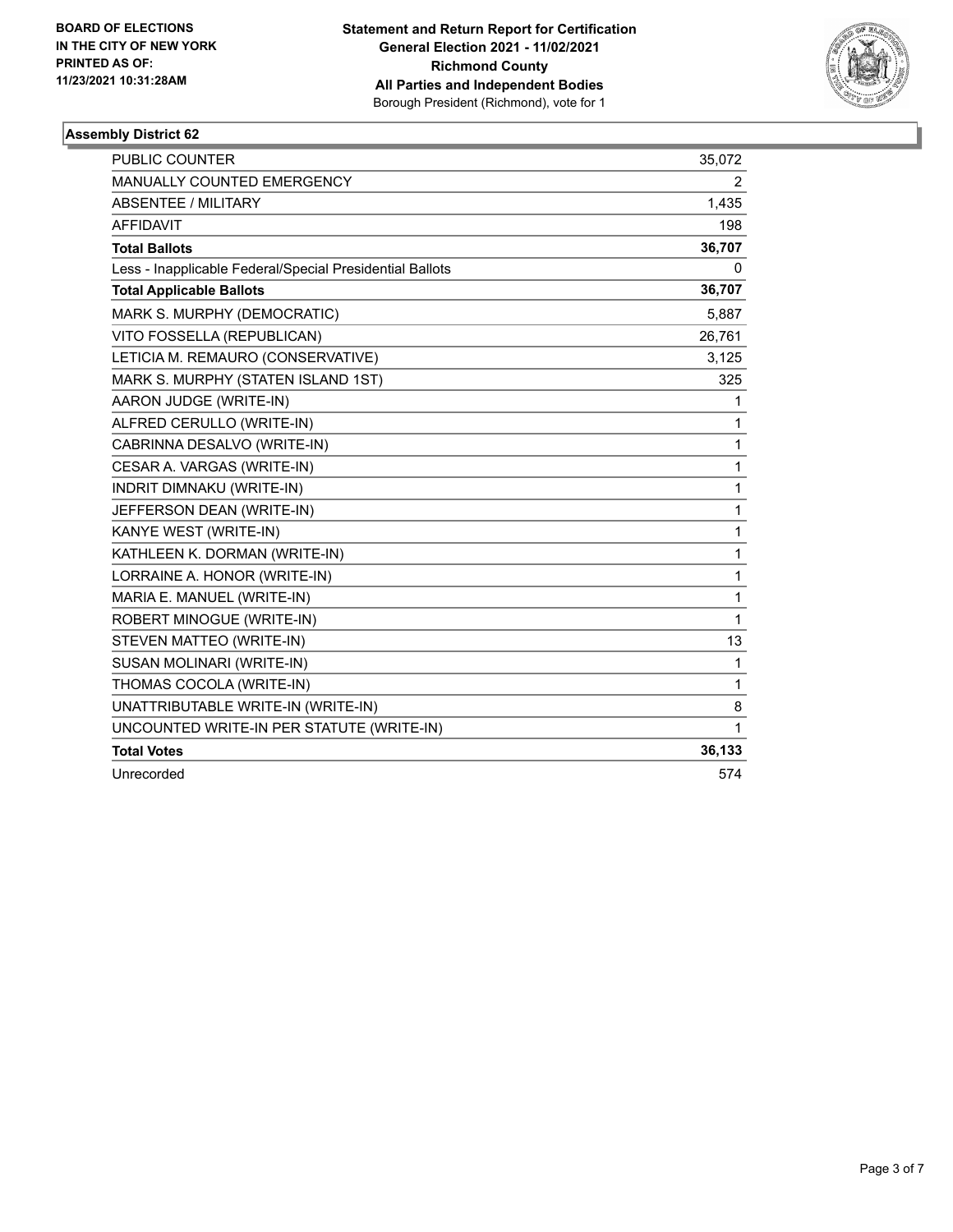**BOARD OF ELECTIONS IN THE CITY OF NEW YORK PRINTED AS OF: 11/23/2021 10:31:28AM**

**Statement and Return Report for Certification General Election 2021 - 11/02/2021 Richmond County All Parties and Independent Bodies**
Borough President (Richmond), vote for 1

### Assembly District 62

| | |
|---|---|
| PUBLIC COUNTER | 35,072 |
| MANUALLY COUNTED EMERGENCY | 2 |
| ABSENTEE / MILITARY | 1,435 |
| AFFIDAVIT | 198 |
| **Total Ballots** | **36,707** |
| Less - Inapplicable Federal/Special Presidential Ballots | 0 |
| **Total Applicable Ballots** | **36,707** |
| MARK S. MURPHY (DEMOCRATIC) | 5,887 |
| VITO FOSSELLA (REPUBLICAN) | 26,761 |
| LETICIA M. REMAURO (CONSERVATIVE) | 3,125 |
| MARK S. MURPHY (STATEN ISLAND 1ST) | 325 |
| AARON JUDGE (WRITE-IN) | 1 |
| ALFRED CERULLO (WRITE-IN) | 1 |
| CABRINNA DESALVO (WRITE-IN) | 1 |
| CESAR A. VARGAS (WRITE-IN) | 1 |
| INDRIT DIMNAKU (WRITE-IN) | 1 |
| JEFFERSON DEAN (WRITE-IN) | 1 |
| KANYE WEST (WRITE-IN) | 1 |
| KATHLEEN K. DORMAN (WRITE-IN) | 1 |
| LORRAINE A. HONOR (WRITE-IN) | 1 |
| MARIA E. MANUEL (WRITE-IN) | 1 |
| ROBERT MINOGUE (WRITE-IN) | 1 |
| STEVEN MATTEO (WRITE-IN) | 13 |
| SUSAN MOLINARI (WRITE-IN) | 1 |
| THOMAS COCOLA (WRITE-IN) | 1 |
| UNATTRIBUTABLE WRITE-IN (WRITE-IN) | 8 |
| UNCOUNTED WRITE-IN PER STATUTE (WRITE-IN) | 1 |
| **Total Votes** | **36,133** |
| Unrecorded | 574 |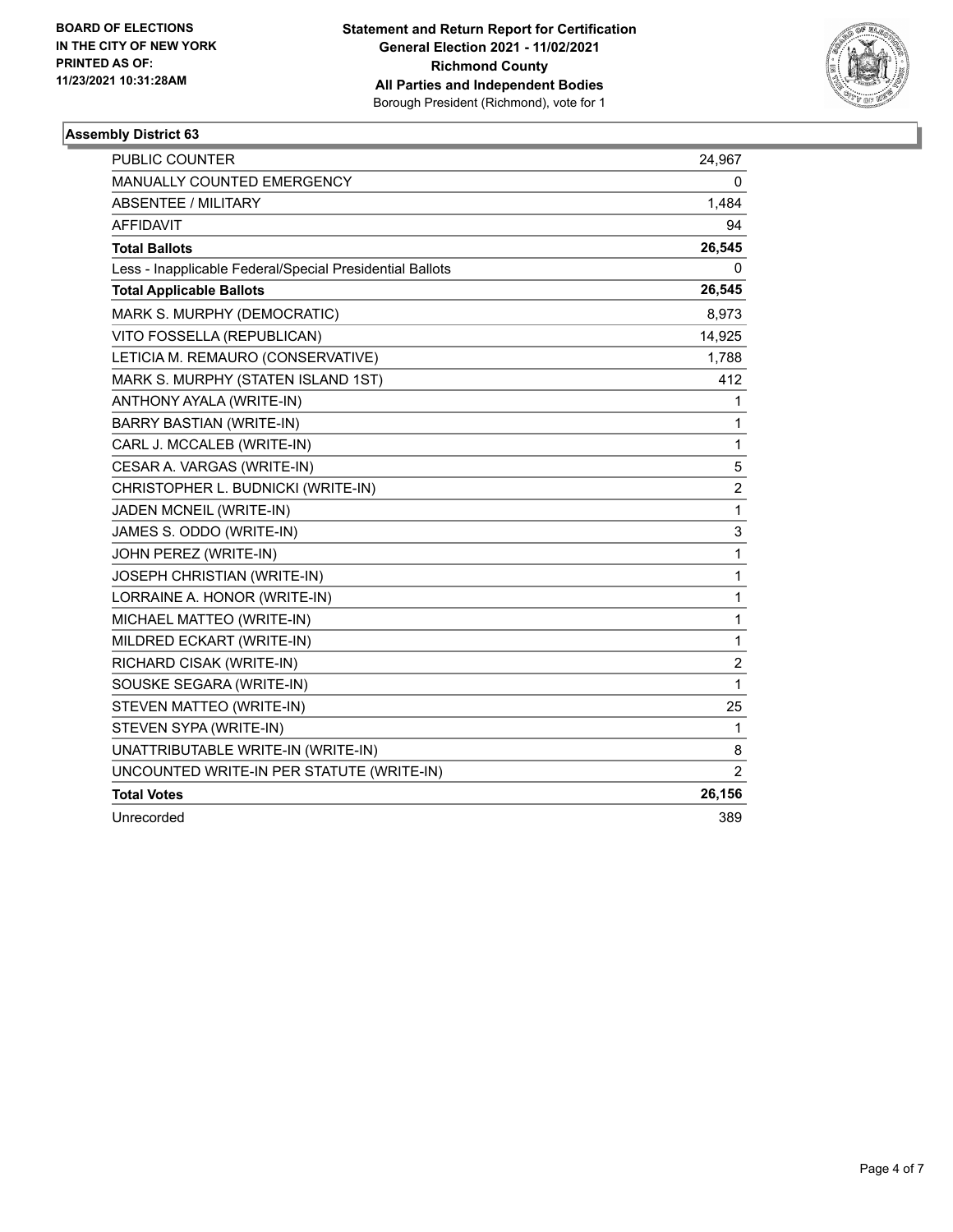**BOARD OF ELECTIONS IN THE CITY OF NEW YORK PRINTED AS OF: 11/23/2021 10:31:28AM**

**Statement and Return Report for Certification General Election 2021 - 11/02/2021 Richmond County All Parties and Independent Bodies**
Borough President (Richmond), vote for 1

## Assembly District 63

| | |
|---|---|
| PUBLIC COUNTER | 24,967 |
| MANUALLY COUNTED EMERGENCY | 0 |
| ABSENTEE / MILITARY | 1,484 |
| AFFIDAVIT | 94 |
| **Total Ballots** | **26,545** |
| Less - Inapplicable Federal/Special Presidential Ballots | 0 |
| **Total Applicable Ballots** | **26,545** |
| MARK S. MURPHY (DEMOCRATIC) | 8,973 |
| VITO FOSSELLA (REPUBLICAN) | 14,925 |
| LETICIA M. REMAURO (CONSERVATIVE) | 1,788 |
| MARK S. MURPHY (STATEN ISLAND 1ST) | 412 |
| ANTHONY AYALA (WRITE-IN) | 1 |
| BARRY BASTIAN (WRITE-IN) | 1 |
| CARL J. MCCALEB (WRITE-IN) | 1 |
| CESAR A. VARGAS (WRITE-IN) | 5 |
| CHRISTOPHER L. BUDNICKI (WRITE-IN) | 2 |
| JADEN MCNEIL (WRITE-IN) | 1 |
| JAMES S. ODDO (WRITE-IN) | 3 |
| JOHN PEREZ (WRITE-IN) | 1 |
| JOSEPH CHRISTIAN (WRITE-IN) | 1 |
| LORRAINE A. HONOR (WRITE-IN) | 1 |
| MICHAEL MATTEO (WRITE-IN) | 1 |
| MILDRED ECKART (WRITE-IN) | 1 |
| RICHARD CISAK (WRITE-IN) | 2 |
| SOUSKE SEGARA (WRITE-IN) | 1 |
| STEVEN MATTEO (WRITE-IN) | 25 |
| STEVEN SYPA (WRITE-IN) | 1 |
| UNATTRIBUTABLE WRITE-IN (WRITE-IN) | 8 |
| UNCOUNTED WRITE-IN PER STATUTE (WRITE-IN) | 2 |
| **Total Votes** | **26,156** |
| Unrecorded | 389 |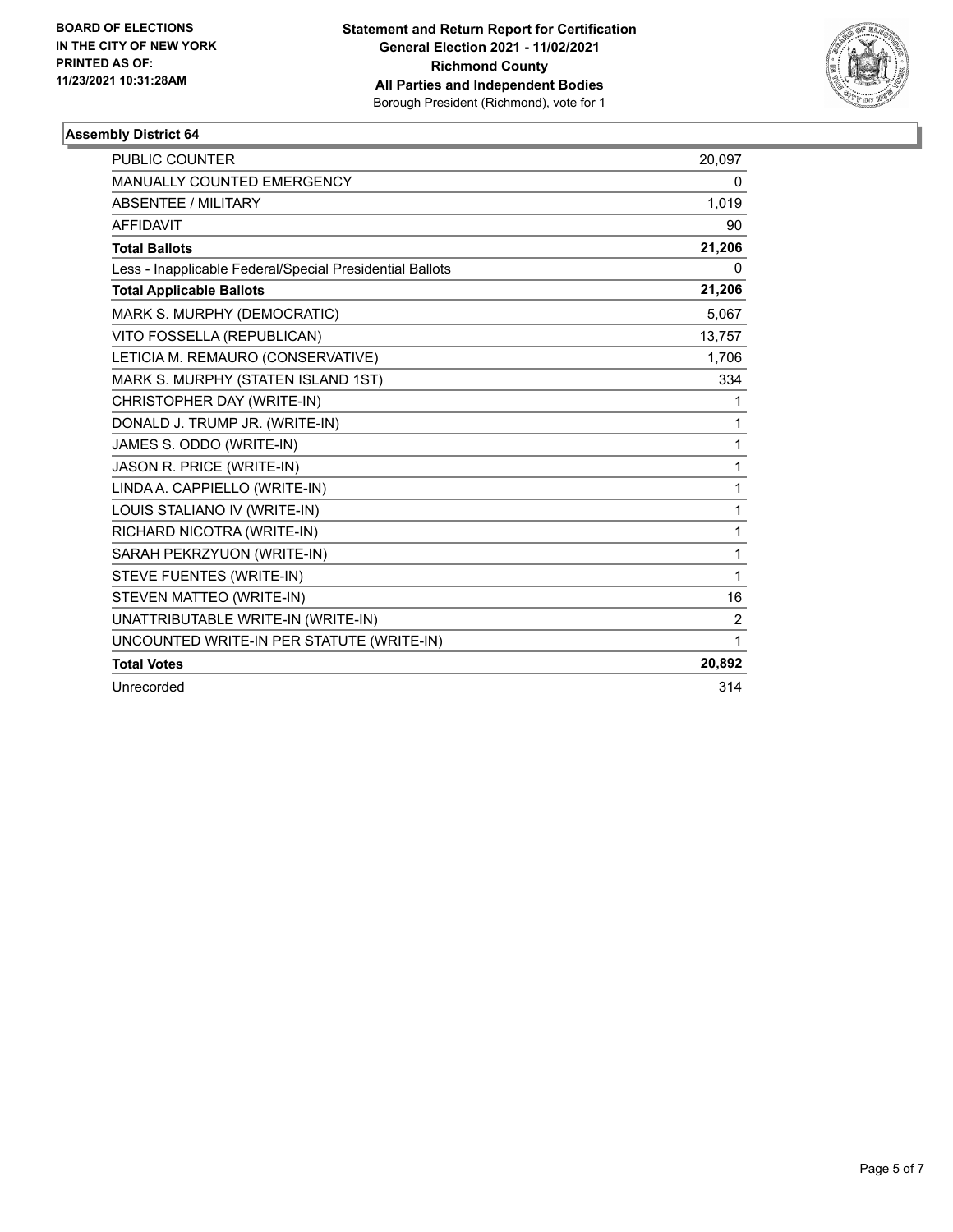BOARD OF ELECTIONS
IN THE CITY OF NEW YORK
PRINTED AS OF:
11/23/2021 10:31:28AM

**Statement and Return Report for Certification**
**General Election 2021 - 11/02/2021**
**Richmond County**
**All Parties and Independent Bodies**
Borough President (Richmond), vote for 1

## Assembly District 64

| | |
|---|---|
| PUBLIC COUNTER | 20,097 |
| MANUALLY COUNTED EMERGENCY | 0 |
| ABSENTEE / MILITARY | 1,019 |
| AFFIDAVIT | 90 |
| **Total Ballots** | **21,206** |
| Less - Inapplicable Federal/Special Presidential Ballots | 0 |
| **Total Applicable Ballots** | **21,206** |
| MARK S. MURPHY (DEMOCRATIC) | 5,067 |
| VITO FOSSELLA (REPUBLICAN) | 13,757 |
| LETICIA M. REMAURO (CONSERVATIVE) | 1,706 |
| MARK S. MURPHY (STATEN ISLAND 1ST) | 334 |
| CHRISTOPHER DAY (WRITE-IN) | 1 |
| DONALD J. TRUMP JR. (WRITE-IN) | 1 |
| JAMES S. ODDO (WRITE-IN) | 1 |
| JASON R. PRICE (WRITE-IN) | 1 |
| LINDA A. CAPPIELLO (WRITE-IN) | 1 |
| LOUIS STALIANO IV (WRITE-IN) | 1 |
| RICHARD NICOTRA (WRITE-IN) | 1 |
| SARAH PEKRZYUON (WRITE-IN) | 1 |
| STEVE FUENTES (WRITE-IN) | 1 |
| STEVEN MATTEO (WRITE-IN) | 16 |
| UNATTRIBUTABLE WRITE-IN (WRITE-IN) | 2 |
| UNCOUNTED WRITE-IN PER STATUTE (WRITE-IN) | 1 |
| **Total Votes** | **20,892** |
| Unrecorded | 314 |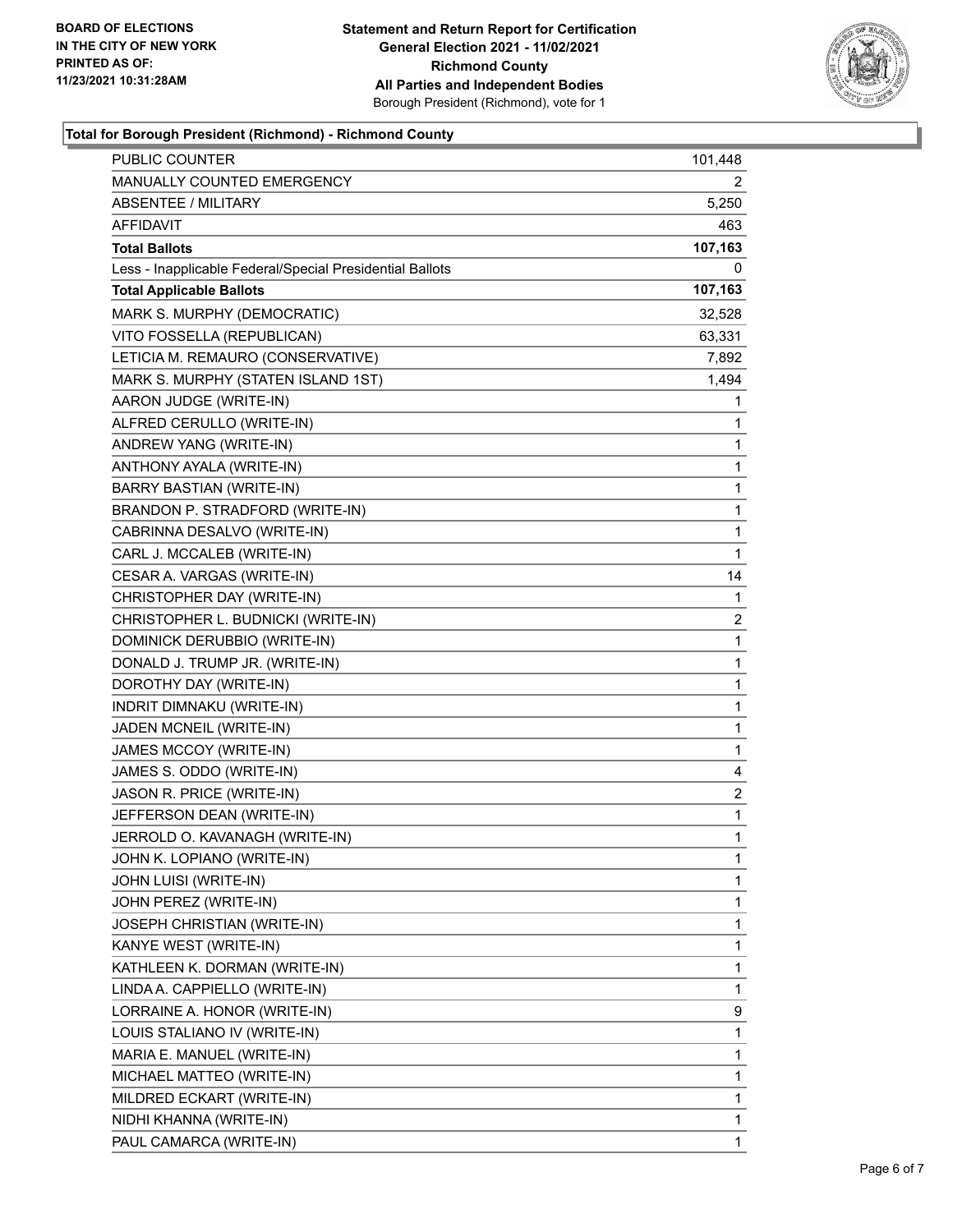**BOARD OF ELECTIONS IN THE CITY OF NEW YORK PRINTED AS OF: 11/23/2021 10:31:28AM**

**Statement and Return Report for Certification General Election 2021 - 11/02/2021 Richmond County All Parties and Independent Bodies**
Borough President (Richmond), vote for 1

## Total for Borough President (Richmond) - Richmond County

| | |
|---|---|
| PUBLIC COUNTER | 101,448 |
| MANUALLY COUNTED EMERGENCY | 2 |
| ABSENTEE / MILITARY | 5,250 |
| AFFIDAVIT | 463 |
| **Total Ballots** | **107,163** |
| Less - Inapplicable Federal/Special Presidential Ballots | 0 |
| **Total Applicable Ballots** | **107,163** |
| MARK S. MURPHY (DEMOCRATIC) | 32,528 |
| VITO FOSSELLA (REPUBLICAN) | 63,331 |
| LETICIA M. REMAURO (CONSERVATIVE) | 7,892 |
| MARK S. MURPHY (STATEN ISLAND 1ST) | 1,494 |
| AARON JUDGE (WRITE-IN) | 1 |
| ALFRED CERULLO (WRITE-IN) | 1 |
| ANDREW YANG (WRITE-IN) | 1 |
| ANTHONY AYALA (WRITE-IN) | 1 |
| BARRY BASTIAN (WRITE-IN) | 1 |
| BRANDON P. STRADFORD (WRITE-IN) | 1 |
| CABRINNA DESALVO (WRITE-IN) | 1 |
| CARL J. MCCALEB (WRITE-IN) | 1 |
| CESAR A. VARGAS (WRITE-IN) | 14 |
| CHRISTOPHER DAY (WRITE-IN) | 1 |
| CHRISTOPHER L. BUDNICKI (WRITE-IN) | 2 |
| DOMINICK DERUBBIO (WRITE-IN) | 1 |
| DONALD J. TRUMP JR. (WRITE-IN) | 1 |
| DOROTHY DAY (WRITE-IN) | 1 |
| INDRIT DIMNAKU (WRITE-IN) | 1 |
| JADEN MCNEIL (WRITE-IN) | 1 |
| JAMES MCCOY (WRITE-IN) | 1 |
| JAMES S. ODDO (WRITE-IN) | 4 |
| JASON R. PRICE (WRITE-IN) | 2 |
| JEFFERSON DEAN (WRITE-IN) | 1 |
| JERROLD O. KAVANAGH (WRITE-IN) | 1 |
| JOHN K. LOPIANO (WRITE-IN) | 1 |
| JOHN LUISI (WRITE-IN) | 1 |
| JOHN PEREZ (WRITE-IN) | 1 |
| JOSEPH CHRISTIAN (WRITE-IN) | 1 |
| KANYE WEST (WRITE-IN) | 1 |
| KATHLEEN K. DORMAN (WRITE-IN) | 1 |
| LINDA A. CAPPIELLO (WRITE-IN) | 1 |
| LORRAINE A. HONOR (WRITE-IN) | 9 |
| LOUIS STALIANO IV (WRITE-IN) | 1 |
| MARIA E. MANUEL (WRITE-IN) | 1 |
| MICHAEL MATTEO (WRITE-IN) | 1 |
| MILDRED ECKART (WRITE-IN) | 1 |
| NIDHI KHANNA (WRITE-IN) | 1 |
| PAUL CAMARCA (WRITE-IN) | 1 |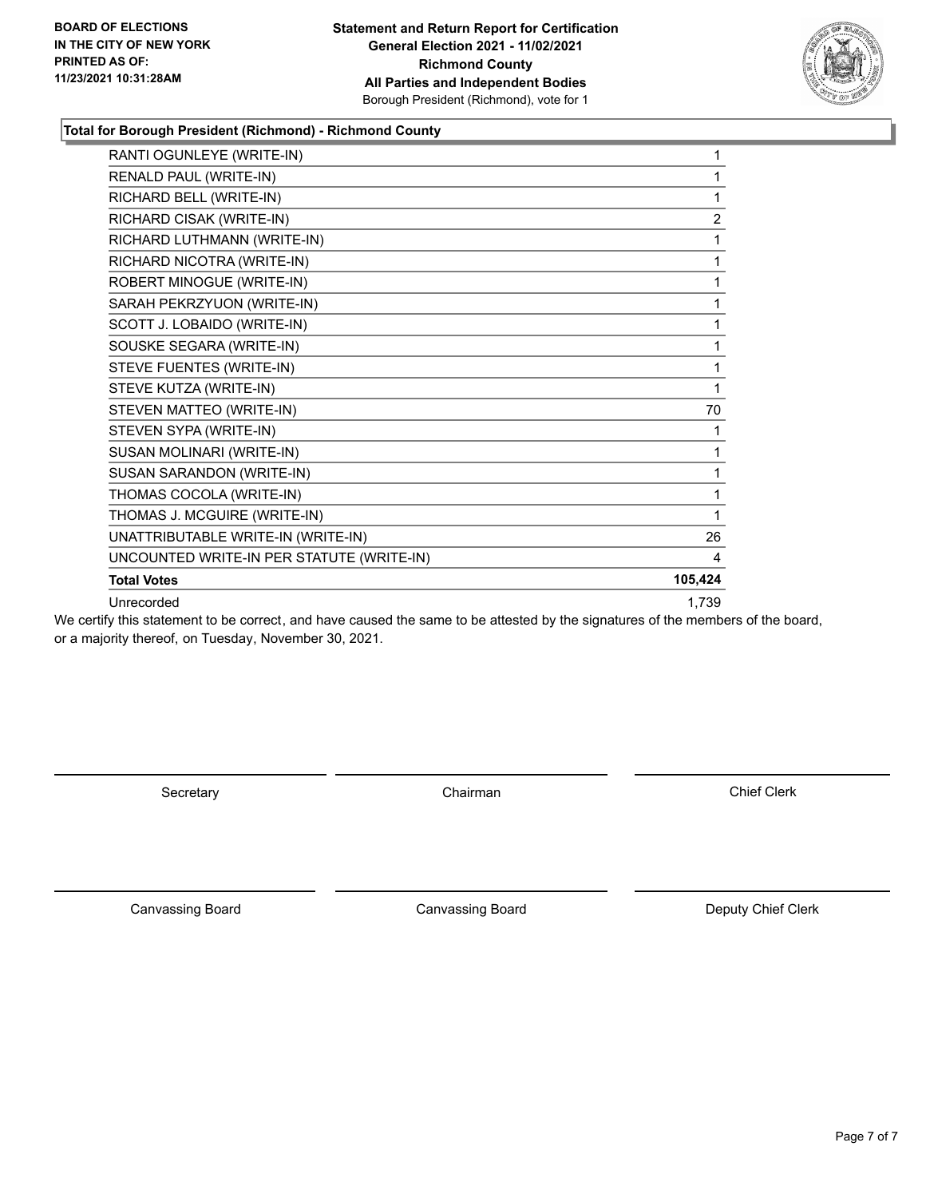**BOARD OF ELECTIONS IN THE CITY OF NEW YORK PRINTED AS OF: 11/23/2021 10:31:28AM**

**Statement and Return Report for Certification**
**General Election 2021 - 11/02/2021**
**Richmond County**
**All Parties and Independent Bodies**
Borough President (Richmond), vote for 1

### Total for Borough President (Richmond) - Richmond County

| | |
|---|---|
| RANTI OGUNLEYE (WRITE-IN) | 1 |
| RENALD PAUL (WRITE-IN) | 1 |
| RICHARD BELL (WRITE-IN) | 1 |
| RICHARD CISAK (WRITE-IN) | 2 |
| RICHARD LUTHMANN (WRITE-IN) | 1 |
| RICHARD NICOTRA (WRITE-IN) | 1 |
| ROBERT MINOGUE (WRITE-IN) | 1 |
| SARAH PEKRZYUON (WRITE-IN) | 1 |
| SCOTT J. LOBAIDO (WRITE-IN) | 1 |
| SOUSKE SEGARA (WRITE-IN) | 1 |
| STEVE FUENTES (WRITE-IN) | 1 |
| STEVE KUTZA (WRITE-IN) | 1 |
| STEVEN MATTEO (WRITE-IN) | 70 |
| STEVEN SYPA (WRITE-IN) | 1 |
| SUSAN MOLINARI (WRITE-IN) | 1 |
| SUSAN SARANDON (WRITE-IN) | 1 |
| THOMAS COCOLA (WRITE-IN) | 1 |
| THOMAS J. MCGUIRE (WRITE-IN) | 1 |
| UNATTRIBUTABLE WRITE-IN (WRITE-IN) | 26 |
| UNCOUNTED WRITE-IN PER STATUTE (WRITE-IN) | 4 |
| **Total Votes** | **105,424** |
| Unrecorded | 1,739 |

We certify this statement to be correct, and have caused the same to be attested by the signatures of the members of the board, or a majority thereof, on Tuesday, November 30, 2021.

Secretary

Chairman

Chief Clerk

Canvassing Board

Canvassing Board

Deputy Chief Clerk